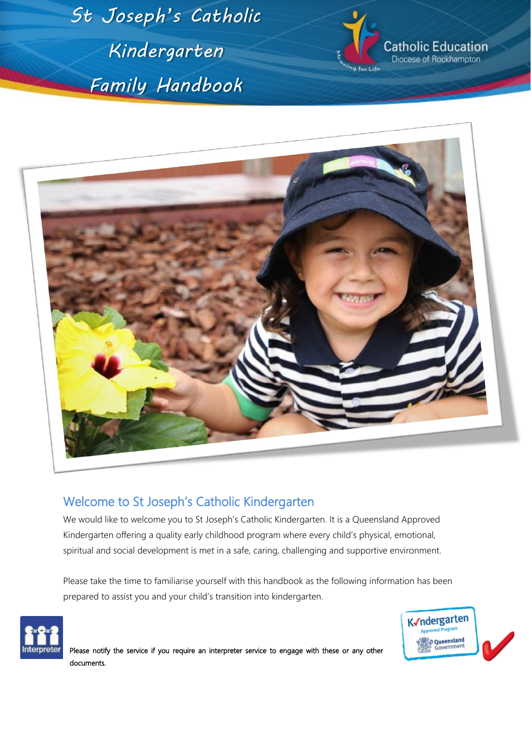# St Joseph's Catholic Kindergarten Family Handbook

Catholic Education
Diocese of Rockhampton

## Welcome to St Joseph's Catholic Kindergarten

We would like to welcome you to St Joseph's Catholic Kindergarten. It is a Queensland Approved Kindergarten offering a quality early childhood program where every child's physical, emotional, spiritual and social development is met in a safe, caring, challenging and supportive environment.

Please take the time to familiarise yourself with this handbook as the following information has been prepared to assist you and your child's transition into kindergarten.

Please notify the service if you require an interpreter service to engage with these or any other documents.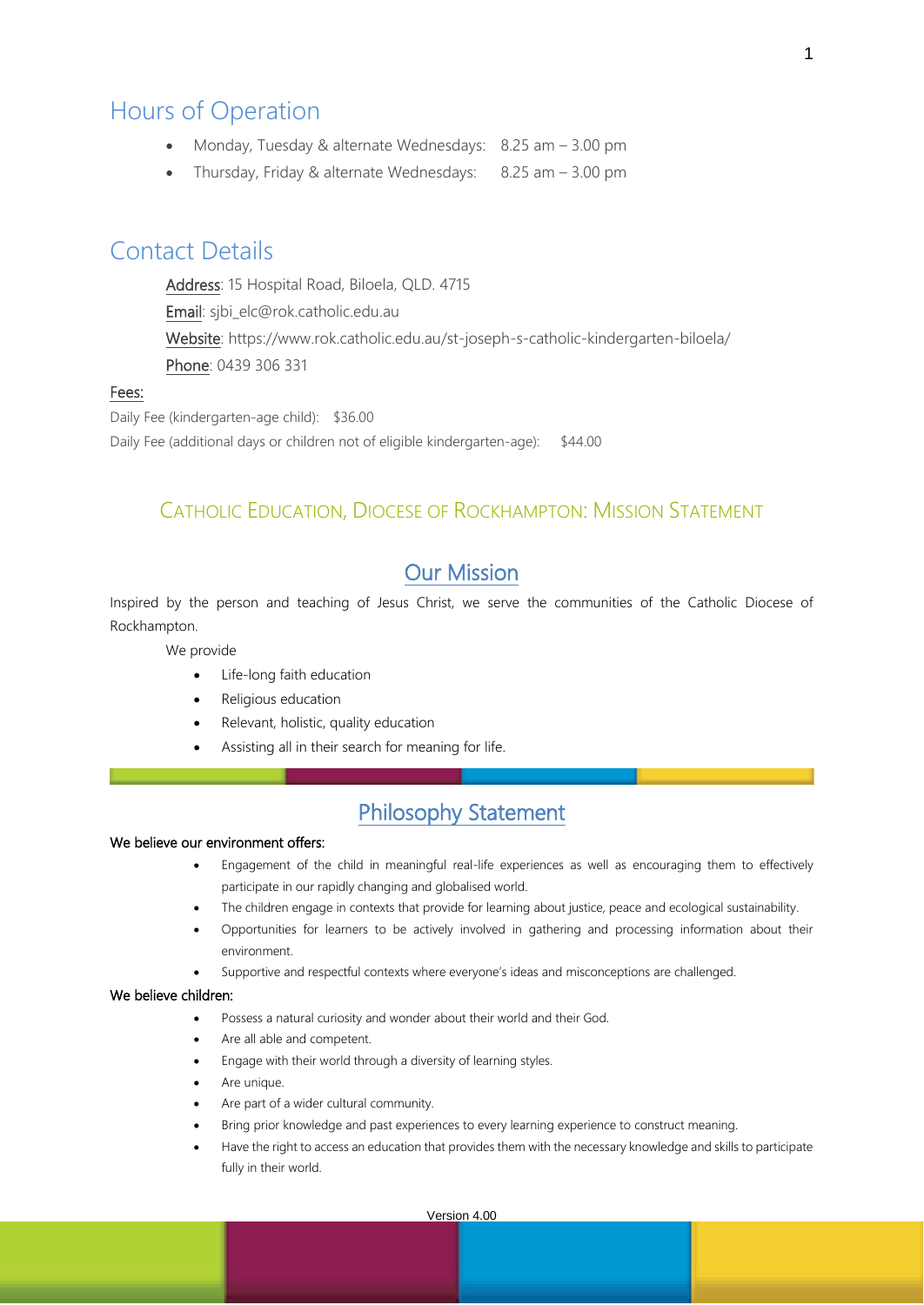## Hours of Operation

- Monday, Tuesday & alternate Wednesdays: 8.25 am – 3.00 pm
- Thursday, Friday & alternate Wednesdays: 8.25 am – 3.00 pm

## Contact Details

Address: 15 Hospital Road, Biloela, QLD. 4715

Email: sjbi_elc@rok.catholic.edu.au

Website: https://www.rok.catholic.edu.au/st-joseph-s-catholic-kindergarten-biloela/

Phone: 0439 306 331

Fees:

Daily Fee (kindergarten-age child): $36.00

Daily Fee (additional days or children not of eligible kindergarten-age): $44.00

## CATHOLIC EDUCATION, DIOCESE OF ROCKHAMPTON: MISSION STATEMENT

### Our Mission

Inspired by the person and teaching of Jesus Christ, we serve the communities of the Catholic Diocese of Rockhampton.

We provide

- Life-long faith education
- Religious education
- Relevant, holistic, quality education
- Assisting all in their search for meaning for life.

### Philosophy Statement

**We believe our environment offers:**

- Engagement of the child in meaningful real-life experiences as well as encouraging them to effectively participate in our rapidly changing and globalised world.
- The children engage in contexts that provide for learning about justice, peace and ecological sustainability.
- Opportunities for learners to be actively involved in gathering and processing information about their environment.
- Supportive and respectful contexts where everyone's ideas and misconceptions are challenged.

**We believe children:**

- Possess a natural curiosity and wonder about their world and their God.
- Are all able and competent.
- Engage with their world through a diversity of learning styles.
- Are unique.
- Are part of a wider cultural community.
- Bring prior knowledge and past experiences to every learning experience to construct meaning.
- Have the right to access an education that provides them with the necessary knowledge and skills to participate fully in their world.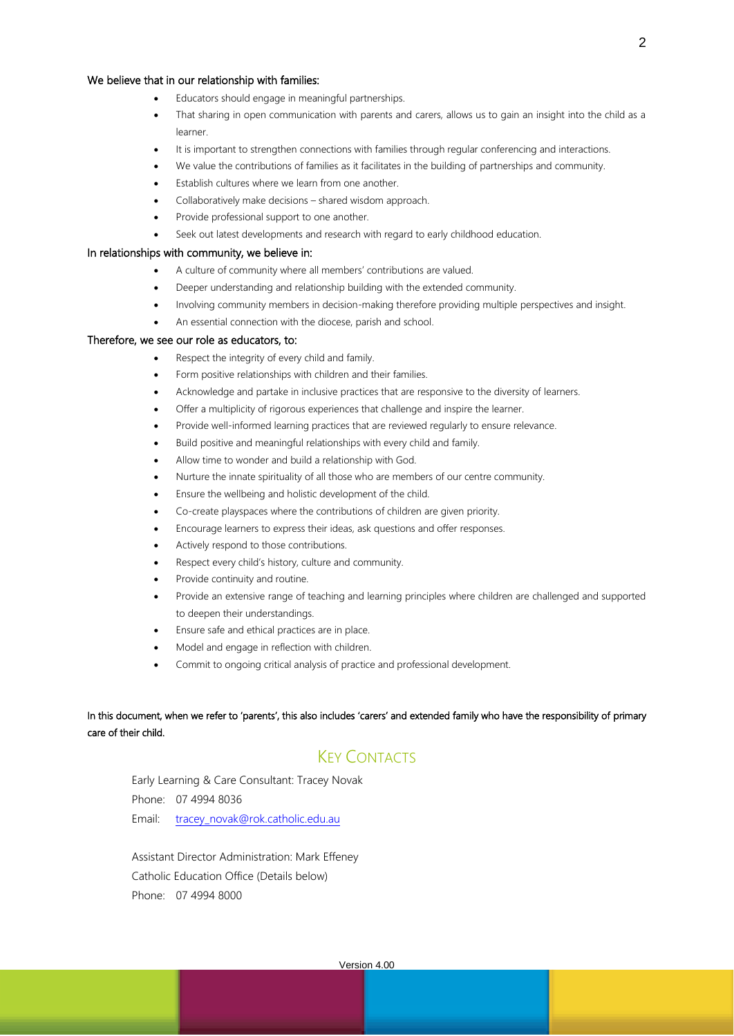We believe that in our relationship with families:

- Educators should engage in meaningful partnerships.
- That sharing in open communication with parents and carers, allows us to gain an insight into the child as a learner.
- It is important to strengthen connections with families through regular conferencing and interactions.
- We value the contributions of families as it facilitates in the building of partnerships and community.
- Establish cultures where we learn from one another.
- Collaboratively make decisions – shared wisdom approach.
- Provide professional support to one another.
- Seek out latest developments and research with regard to early childhood education.

In relationships with community, we believe in:

- A culture of community where all members' contributions are valued.
- Deeper understanding and relationship building with the extended community.
- Involving community members in decision-making therefore providing multiple perspectives and insight.
- An essential connection with the diocese, parish and school.

Therefore, we see our role as educators, to:

- Respect the integrity of every child and family.
- Form positive relationships with children and their families.
- Acknowledge and partake in inclusive practices that are responsive to the diversity of learners.
- Offer a multiplicity of rigorous experiences that challenge and inspire the learner.
- Provide well-informed learning practices that are reviewed regularly to ensure relevance.
- Build positive and meaningful relationships with every child and family.
- Allow time to wonder and build a relationship with God.
- Nurture the innate spirituality of all those who are members of our centre community.
- Ensure the wellbeing and holistic development of the child.
- Co-create playspaces where the contributions of children are given priority.
- Encourage learners to express their ideas, ask questions and offer responses.
- Actively respond to those contributions.
- Respect every child's history, culture and community.
- Provide continuity and routine.
- Provide an extensive range of teaching and learning principles where children are challenged and supported to deepen their understandings.
- Ensure safe and ethical practices are in place.
- Model and engage in reflection with children.
- Commit to ongoing critical analysis of practice and professional development.

In this document, when we refer to 'parents', this also includes 'carers' and extended family who have the responsibility of primary care of their child.

## Key Contacts

Early Learning & Care Consultant: Tracey Novak
Phone: 07 4994 8036
Email: tracey_novak@rok.catholic.edu.au

Assistant Director Administration: Mark Effeney
Catholic Education Office (Details below)
Phone: 07 4994 8000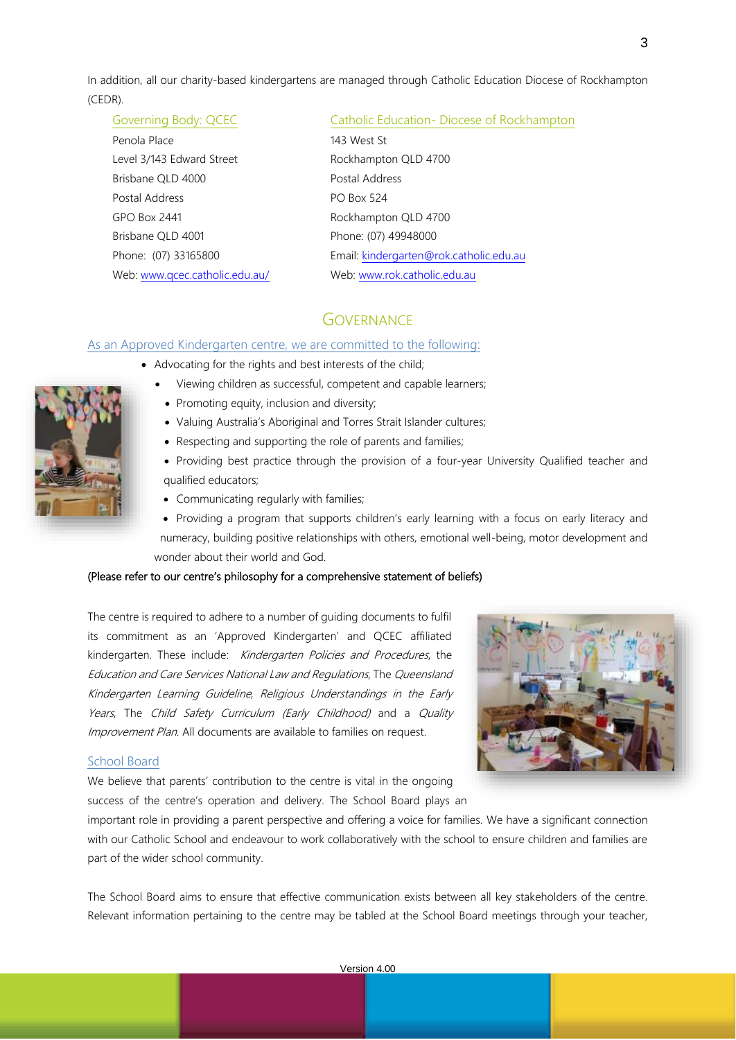In addition, all our charity-based kindergartens are managed through Catholic Education Diocese of Rockhampton (CEDR).

**Governing Body: QCEC**
Penola Place
Level 3/143 Edward Street
Brisbane QLD 4000
Postal Address
GPO Box 2441
Brisbane QLD 4001
Phone: (07) 33165800
Web: www.qcec.catholic.edu.au/

**Catholic Education- Diocese of Rockhampton**
143 West St
Rockhampton QLD 4700
Postal Address
PO Box 524
Rockhampton QLD 4700
Phone: (07) 49948000
Email: kindergarten@rok.catholic.edu.au
Web: www.rok.catholic.edu.au

## Governance

### As an Approved Kindergarten centre, we are committed to the following:

- Advocating for the rights and best interests of the child;
- Viewing children as successful, competent and capable learners;
- Promoting equity, inclusion and diversity;
- Valuing Australia's Aboriginal and Torres Strait Islander cultures;
- Respecting and supporting the role of parents and families;
- Providing best practice through the provision of a four-year University Qualified teacher and qualified educators;
- Communicating regularly with families;
- Providing a program that supports children's early learning with a focus on early literacy and numeracy, building positive relationships with others, emotional well-being, motor development and wonder about their world and God.

**(Please refer to our centre's philosophy for a comprehensive statement of beliefs)**

The centre is required to adhere to a number of guiding documents to fulfil its commitment as an 'Approved Kindergarten' and QCEC affiliated kindergarten. These include: *Kindergarten Policies and Procedures*, the *Education and Care Services National Law and Regulations*, The *Queensland Kindergarten Learning Guideline*, *Religious Understandings in the Early Years*, The *Child Safety Curriculum (Early Childhood)* and a *Quality Improvement Plan*. All documents are available to families on request.

### School Board

We believe that parents' contribution to the centre is vital in the ongoing success of the centre's operation and delivery. The School Board plays an important role in providing a parent perspective and offering a voice for families. We have a significant connection with our Catholic School and endeavour to work collaboratively with the school to ensure children and families are part of the wider school community.

The School Board aims to ensure that effective communication exists between all key stakeholders of the centre. Relevant information pertaining to the centre may be tabled at the School Board meetings through your teacher,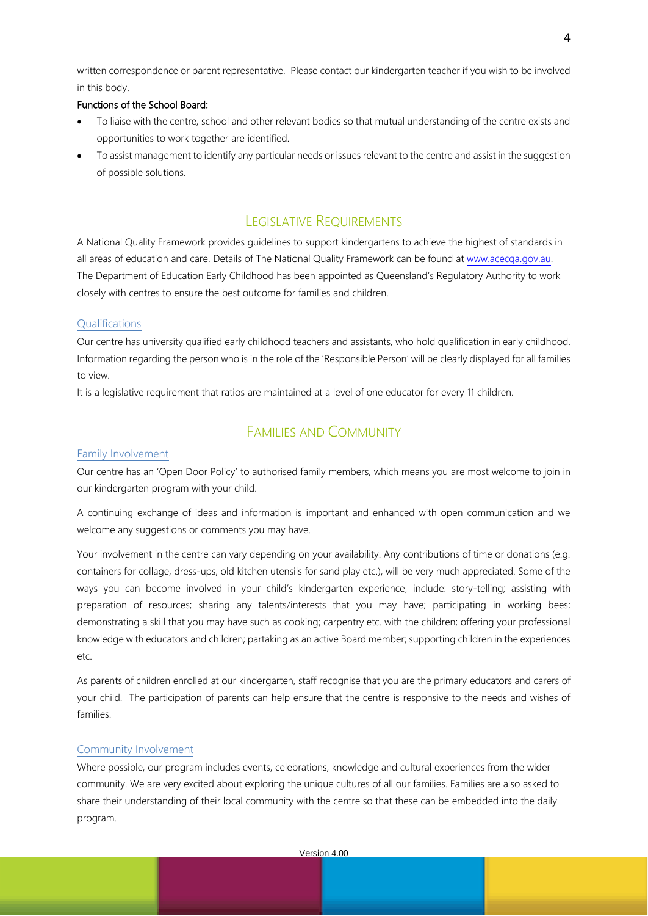written correspondence or parent representative. Please contact our kindergarten teacher if you wish to be involved in this body.

**Functions of the School Board:**

- To liaise with the centre, school and other relevant bodies so that mutual understanding of the centre exists and opportunities to work together are identified.
- To assist management to identify any particular needs or issues relevant to the centre and assist in the suggestion of possible solutions.

## Legislative Requirements

A National Quality Framework provides guidelines to support kindergartens to achieve the highest of standards in all areas of education and care. Details of The National Quality Framework can be found at www.acecqa.gov.au. The Department of Education Early Childhood has been appointed as Queensland's Regulatory Authority to work closely with centres to ensure the best outcome for families and children.

### Qualifications

Our centre has university qualified early childhood teachers and assistants, who hold qualification in early childhood. Information regarding the person who is in the role of the 'Responsible Person' will be clearly displayed for all families to view.

It is a legislative requirement that ratios are maintained at a level of one educator for every 11 children.

## Families and Community

### Family Involvement

Our centre has an 'Open Door Policy' to authorised family members, which means you are most welcome to join in our kindergarten program with your child.

A continuing exchange of ideas and information is important and enhanced with open communication and we welcome any suggestions or comments you may have.

Your involvement in the centre can vary depending on your availability. Any contributions of time or donations (e.g. containers for collage, dress-ups, old kitchen utensils for sand play etc.), will be very much appreciated. Some of the ways you can become involved in your child's kindergarten experience, include: story-telling; assisting with preparation of resources; sharing any talents/interests that you may have; participating in working bees; demonstrating a skill that you may have such as cooking; carpentry etc. with the children; offering your professional knowledge with educators and children; partaking as an active Board member; supporting children in the experiences etc.

As parents of children enrolled at our kindergarten, staff recognise that you are the primary educators and carers of your child. The participation of parents can help ensure that the centre is responsive to the needs and wishes of families.

### Community Involvement

Where possible, our program includes events, celebrations, knowledge and cultural experiences from the wider community. We are very excited about exploring the unique cultures of all our families. Families are also asked to share their understanding of their local community with the centre so that these can be embedded into the daily program.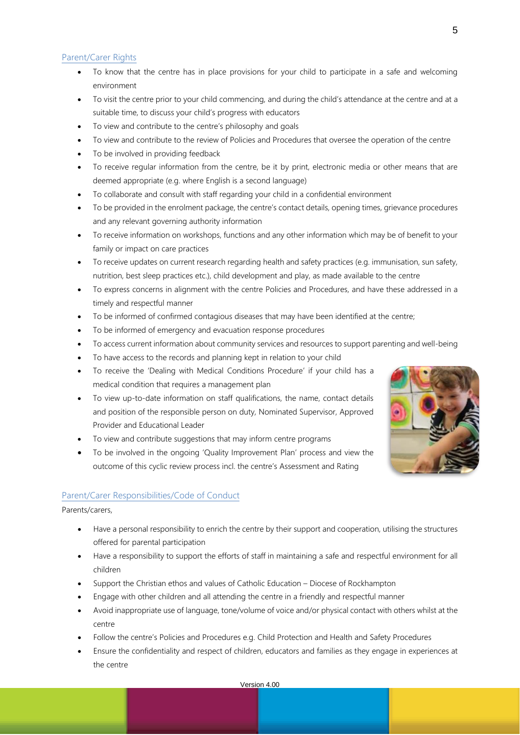## Parent/Carer Rights

- To know that the centre has in place provisions for your child to participate in a safe and welcoming environment
- To visit the centre prior to your child commencing, and during the child's attendance at the centre and at a suitable time, to discuss your child's progress with educators
- To view and contribute to the centre's philosophy and goals
- To view and contribute to the review of Policies and Procedures that oversee the operation of the centre
- To be involved in providing feedback
- To receive regular information from the centre, be it by print, electronic media or other means that are deemed appropriate (e.g. where English is a second language)
- To collaborate and consult with staff regarding your child in a confidential environment
- To be provided in the enrolment package, the centre's contact details, opening times, grievance procedures and any relevant governing authority information
- To receive information on workshops, functions and any other information which may be of benefit to your family or impact on care practices
- To receive updates on current research regarding health and safety practices (e.g. immunisation, sun safety, nutrition, best sleep practices etc.), child development and play, as made available to the centre
- To express concerns in alignment with the centre Policies and Procedures, and have these addressed in a timely and respectful manner
- To be informed of confirmed contagious diseases that may have been identified at the centre;
- To be informed of emergency and evacuation response procedures
- To access current information about community services and resources to support parenting and well-being
- To have access to the records and planning kept in relation to your child
- To receive the 'Dealing with Medical Conditions Procedure' if your child has a medical condition that requires a management plan
- To view up-to-date information on staff qualifications, the name, contact details and position of the responsible person on duty, Nominated Supervisor, Approved Provider and Educational Leader
- To view and contribute suggestions that may inform centre programs
- To be involved in the ongoing 'Quality Improvement Plan' process and view the outcome of this cyclic review process incl. the centre's Assessment and Rating

## Parent/Carer Responsibilities/Code of Conduct

Parents/carers,

- Have a personal responsibility to enrich the centre by their support and cooperation, utilising the structures offered for parental participation
- Have a responsibility to support the efforts of staff in maintaining a safe and respectful environment for all children
- Support the Christian ethos and values of Catholic Education – Diocese of Rockhampton
- Engage with other children and all attending the centre in a friendly and respectful manner
- Avoid inappropriate use of language, tone/volume of voice and/or physical contact with others whilst at the centre
- Follow the centre's Policies and Procedures e.g. Child Protection and Health and Safety Procedures
- Ensure the confidentiality and respect of children, educators and families as they engage in experiences at the centre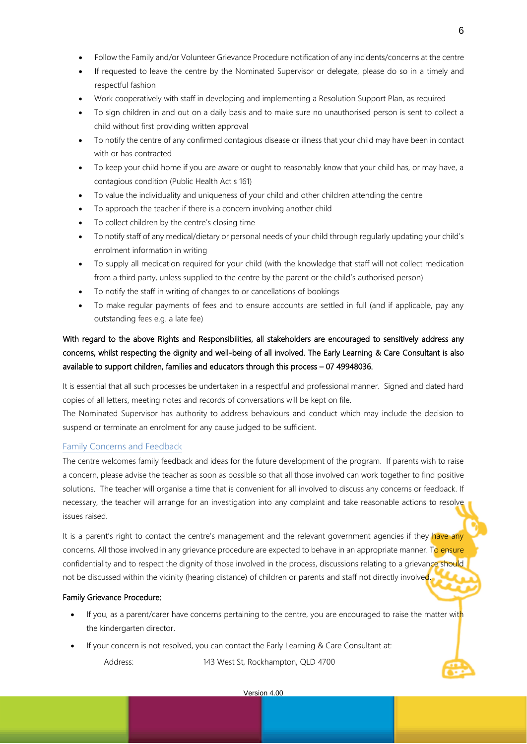- Follow the Family and/or Volunteer Grievance Procedure notification of any incidents/concerns at the centre
- If requested to leave the centre by the Nominated Supervisor or delegate, please do so in a timely and respectful fashion
- Work cooperatively with staff in developing and implementing a Resolution Support Plan, as required
- To sign children in and out on a daily basis and to make sure no unauthorised person is sent to collect a child without first providing written approval
- To notify the centre of any confirmed contagious disease or illness that your child may have been in contact with or has contracted
- To keep your child home if you are aware or ought to reasonably know that your child has, or may have, a contagious condition (Public Health Act s 161)
- To value the individuality and uniqueness of your child and other children attending the centre
- To approach the teacher if there is a concern involving another child
- To collect children by the centre's closing time
- To notify staff of any medical/dietary or personal needs of your child through regularly updating your child's enrolment information in writing
- To supply all medication required for your child (with the knowledge that staff will not collect medication from a third party, unless supplied to the centre by the parent or the child's authorised person)
- To notify the staff in writing of changes to or cancellations of bookings
- To make regular payments of fees and to ensure accounts are settled in full (and if applicable, pay any outstanding fees e.g. a late fee)

**With regard to the above Rights and Responsibilities, all stakeholders are encouraged to sensitively address any concerns, whilst respecting the dignity and well-being of all involved. The Early Learning & Care Consultant is also available to support children, families and educators through this process – 07 49948036.**

It is essential that all such processes be undertaken in a respectful and professional manner. Signed and dated hard copies of all letters, meeting notes and records of conversations will be kept on file.
The Nominated Supervisor has authority to address behaviours and conduct which may include the decision to suspend or terminate an enrolment for any cause judged to be sufficient.

## Family Concerns and Feedback

The centre welcomes family feedback and ideas for the future development of the program. If parents wish to raise a concern, please advise the teacher as soon as possible so that all those involved can work together to find positive solutions. The teacher will organise a time that is convenient for all involved to discuss any concerns or feedback. If necessary, the teacher will arrange for an investigation into any complaint and take reasonable actions to resolve issues raised.

It is a parent's right to contact the centre's management and the relevant government agencies if they have any concerns. All those involved in any grievance procedure are expected to behave in an appropriate manner. To ensure confidentiality and to respect the dignity of those involved in the process, discussions relating to a grievance should not be discussed within the vicinity (hearing distance) of children or parents and staff not directly involved.

**Family Grievance Procedure:**

- If you, as a parent/carer have concerns pertaining to the centre, you are encouraged to raise the matter with the kindergarten director.
- If your concern is not resolved, you can contact the Early Learning & Care Consultant at:

  Address: 143 West St, Rockhampton, QLD 4700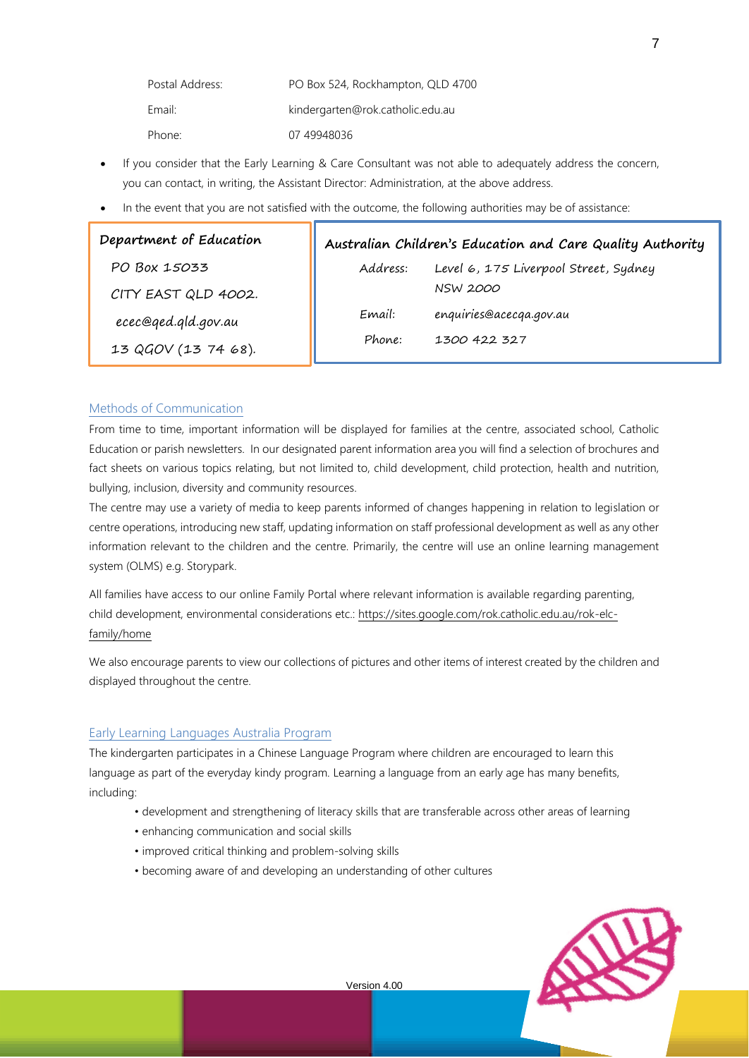| | |
|---|---|
| Postal Address: | PO Box 524, Rockhampton, QLD 4700 |
| Email: | kindergarten@rok.catholic.edu.au |
| Phone: | 07 49948036 |

- If you consider that the Early Learning & Care Consultant was not able to adequately address the concern, you can contact, in writing, the Assistant Director: Administration, at the above address.
- In the event that you are not satisfied with the outcome, the following authorities may be of assistance:

**Department of Education**

PO Box 15033
CITY EAST QLD 4002.
ecec@qed.qld.gov.au
13 QGOV (13 74 68).

**Australian Children's Education and Care Quality Authority**

| | |
|---|---|
| Address: | Level 6, 175 Liverpool Street, Sydney NSW 2000 |
| Email: | enquiries@acecqa.gov.au |
| Phone: | 1300 422 327 |

## Methods of Communication

From time to time, important information will be displayed for families at the centre, associated school, Catholic Education or parish newsletters. In our designated parent information area you will find a selection of brochures and fact sheets on various topics relating, but not limited to, child development, child protection, health and nutrition, bullying, inclusion, diversity and community resources.

The centre may use a variety of media to keep parents informed of changes happening in relation to legislation or centre operations, introducing new staff, updating information on staff professional development as well as any other information relevant to the children and the centre. Primarily, the centre will use an online learning management system (OLMS) e.g. Storypark.

All families have access to our online Family Portal where relevant information is available regarding parenting, child development, environmental considerations etc.: https://sites.google.com/rok.catholic.edu.au/rok-elc-family/home

We also encourage parents to view our collections of pictures and other items of interest created by the children and displayed throughout the centre.

## Early Learning Languages Australia Program

The kindergarten participates in a Chinese Language Program where children are encouraged to learn this language as part of the everyday kindy program. Learning a language from an early age has many benefits, including:

- development and strengthening of literacy skills that are transferable across other areas of learning
- enhancing communication and social skills
- improved critical thinking and problem-solving skills
- becoming aware of and developing an understanding of other cultures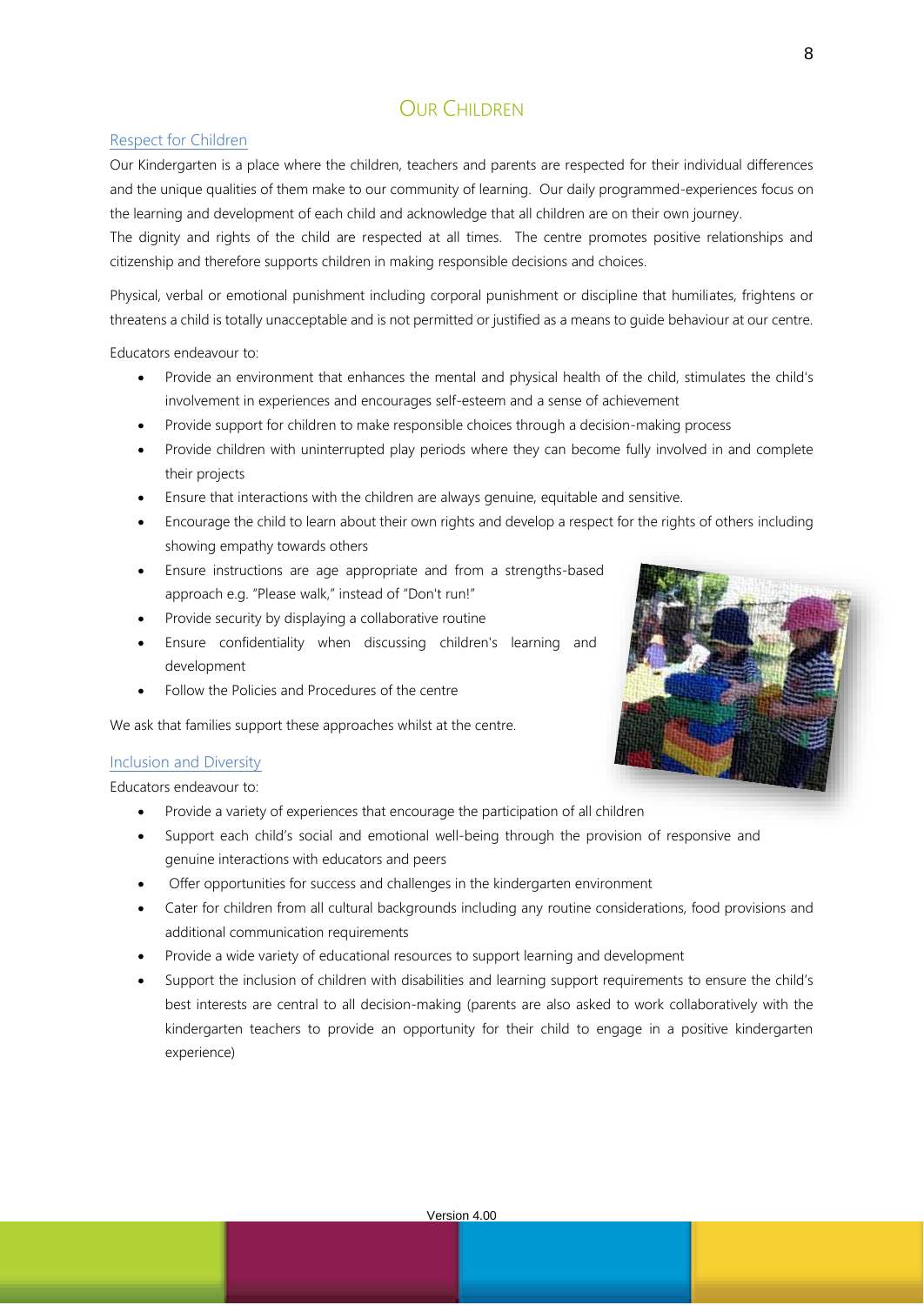# Our Children

## Respect for Children

Our Kindergarten is a place where the children, teachers and parents are respected for their individual differences and the unique qualities of them make to our community of learning. Our daily programmed-experiences focus on the learning and development of each child and acknowledge that all children are on their own journey.

The dignity and rights of the child are respected at all times. The centre promotes positive relationships and citizenship and therefore supports children in making responsible decisions and choices.

Physical, verbal or emotional punishment including corporal punishment or discipline that humiliates, frightens or threatens a child is totally unacceptable and is not permitted or justified as a means to guide behaviour at our centre.

Educators endeavour to:

- Provide an environment that enhances the mental and physical health of the child, stimulates the child's involvement in experiences and encourages self-esteem and a sense of achievement
- Provide support for children to make responsible choices through a decision-making process
- Provide children with uninterrupted play periods where they can become fully involved in and complete their projects
- Ensure that interactions with the children are always genuine, equitable and sensitive.
- Encourage the child to learn about their own rights and develop a respect for the rights of others including showing empathy towards others
- Ensure instructions are age appropriate and from a strengths-based approach e.g. "Please walk," instead of "Don't run!"
- Provide security by displaying a collaborative routine
- Ensure confidentiality when discussing children's learning and development
- Follow the Policies and Procedures of the centre

We ask that families support these approaches whilst at the centre.

## Inclusion and Diversity

Educators endeavour to:

- Provide a variety of experiences that encourage the participation of all children
- Support each child's social and emotional well-being through the provision of responsive and genuine interactions with educators and peers
- Offer opportunities for success and challenges in the kindergarten environment
- Cater for children from all cultural backgrounds including any routine considerations, food provisions and additional communication requirements
- Provide a wide variety of educational resources to support learning and development
- Support the inclusion of children with disabilities and learning support requirements to ensure the child's best interests are central to all decision-making (parents are also asked to work collaboratively with the kindergarten teachers to provide an opportunity for their child to engage in a positive kindergarten experience)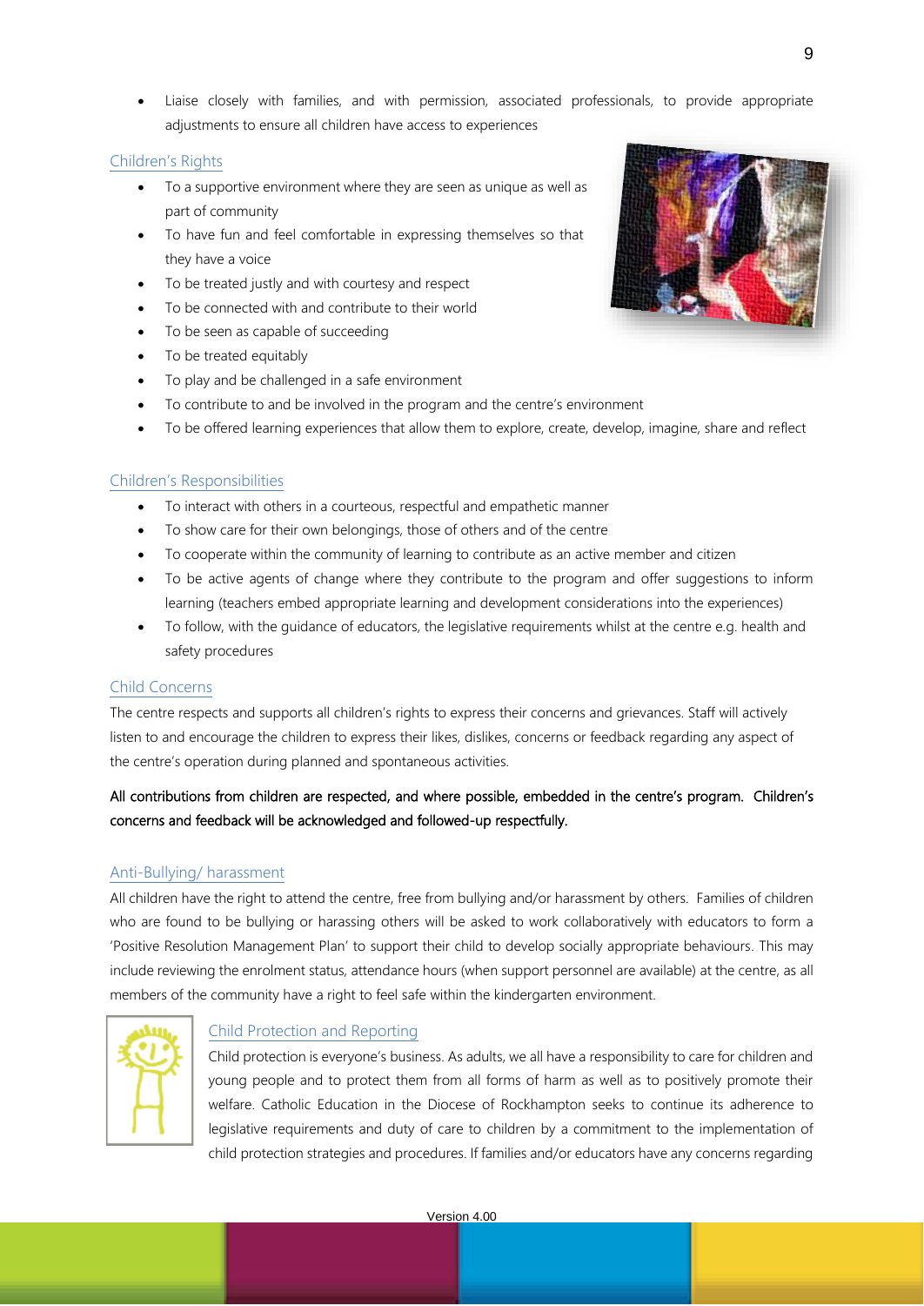- Liaise closely with families, and with permission, associated professionals, to provide appropriate adjustments to ensure all children have access to experiences

## Children's Rights

- To a supportive environment where they are seen as unique as well as part of community
- To have fun and feel comfortable in expressing themselves so that they have a voice
- To be treated justly and with courtesy and respect
- To be connected with and contribute to their world
- To be seen as capable of succeeding
- To be treated equitably
- To play and be challenged in a safe environment
- To contribute to and be involved in the program and the centre's environment
- To be offered learning experiences that allow them to explore, create, develop, imagine, share and reflect

## Children's Responsibilities

- To interact with others in a courteous, respectful and empathetic manner
- To show care for their own belongings, those of others and of the centre
- To cooperate within the community of learning to contribute as an active member and citizen
- To be active agents of change where they contribute to the program and offer suggestions to inform learning (teachers embed appropriate learning and development considerations into the experiences)
- To follow, with the guidance of educators, the legislative requirements whilst at the centre e.g. health and safety procedures

## Child Concerns

The centre respects and supports all children's rights to express their concerns and grievances. Staff will actively listen to and encourage the children to express their likes, dislikes, concerns or feedback regarding any aspect of the centre's operation during planned and spontaneous activities.

All contributions from children are respected, and where possible, embedded in the centre's program. Children's concerns and feedback will be acknowledged and followed-up respectfully.

## Anti-Bullying/ harassment

All children have the right to attend the centre, free from bullying and/or harassment by others. Families of children who are found to be bullying or harassing others will be asked to work collaboratively with educators to form a 'Positive Resolution Management Plan' to support their child to develop socially appropriate behaviours. This may include reviewing the enrolment status, attendance hours (when support personnel are available) at the centre, as all members of the community have a right to feel safe within the kindergarten environment.

## Child Protection and Reporting

Child protection is everyone's business. As adults, we all have a responsibility to care for children and young people and to protect them from all forms of harm as well as to positively promote their welfare. Catholic Education in the Diocese of Rockhampton seeks to continue its adherence to legislative requirements and duty of care to children by a commitment to the implementation of child protection strategies and procedures. If families and/or educators have any concerns regarding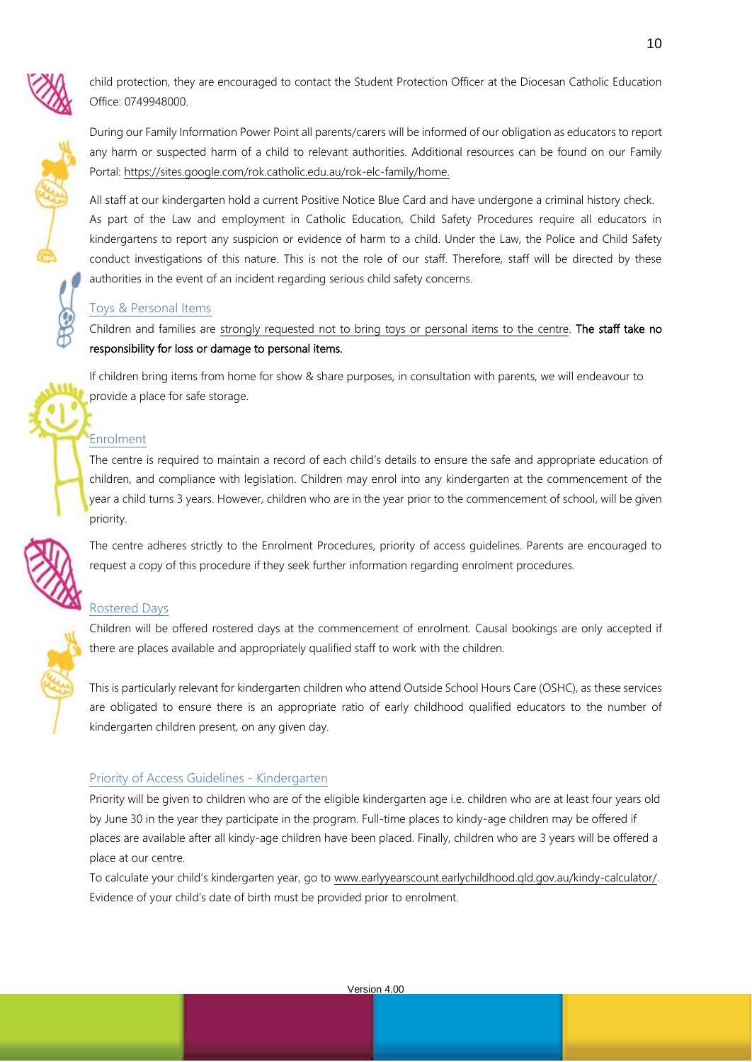child protection, they are encouraged to contact the Student Protection Officer at the Diocesan Catholic Education Office: 0749948000.

During our Family Information Power Point all parents/carers will be informed of our obligation as educators to report any harm or suspected harm of a child to relevant authorities. Additional resources can be found on our Family Portal: https://sites.google.com/rok.catholic.edu.au/rok-elc-family/home.

All staff at our kindergarten hold a current Positive Notice Blue Card and have undergone a criminal history check. As part of the Law and employment in Catholic Education, Child Safety Procedures require all educators in kindergartens to report any suspicion or evidence of harm to a child. Under the Law, the Police and Child Safety conduct investigations of this nature. This is not the role of our staff. Therefore, staff will be directed by these authorities in the event of an incident regarding serious child safety concerns.

## Toys & Personal Items

Children and families are strongly requested not to bring toys or personal items to the centre. **The staff take no responsibility for loss or damage to personal items.**

If children bring items from home for show & share purposes, in consultation with parents, we will endeavour to provide a place for safe storage.

## Enrolment

The centre is required to maintain a record of each child's details to ensure the safe and appropriate education of children, and compliance with legislation. Children may enrol into any kindergarten at the commencement of the year a child turns 3 years. However, children who are in the year prior to the commencement of school, will be given priority.

The centre adheres strictly to the Enrolment Procedures, priority of access guidelines. Parents are encouraged to request a copy of this procedure if they seek further information regarding enrolment procedures.

## Rostered Days

Children will be offered rostered days at the commencement of enrolment. Causal bookings are only accepted if there are places available and appropriately qualified staff to work with the children.

This is particularly relevant for kindergarten children who attend Outside School Hours Care (OSHC), as these services are obligated to ensure there is an appropriate ratio of early childhood qualified educators to the number of kindergarten children present, on any given day.

## Priority of Access Guidelines - Kindergarten

Priority will be given to children who are of the eligible kindergarten age i.e. children who are at least four years old by June 30 in the year they participate in the program. Full-time places to kindy-age children may be offered if places are available after all kindy-age children have been placed. Finally, children who are 3 years will be offered a place at our centre.

To calculate your child's kindergarten year, go to www.earlyyearscount.earlychildhood.qld.gov.au/kindy-calculator/. Evidence of your child's date of birth must be provided prior to enrolment.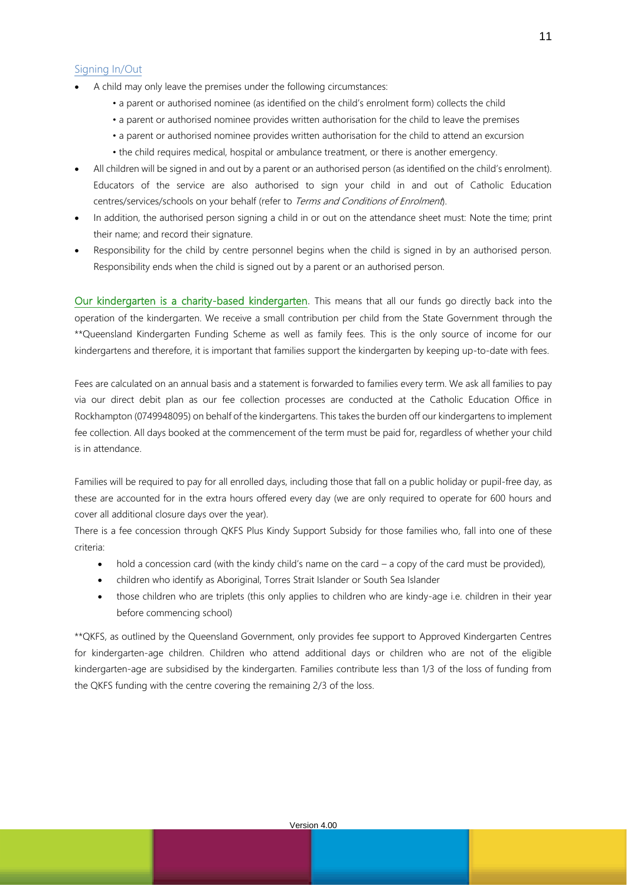## Signing In/Out

- A child may only leave the premises under the following circumstances:
  - a parent or authorised nominee (as identified on the child's enrolment form) collects the child
  - a parent or authorised nominee provides written authorisation for the child to leave the premises
  - a parent or authorised nominee provides written authorisation for the child to attend an excursion
  - the child requires medical, hospital or ambulance treatment, or there is another emergency.
- All children will be signed in and out by a parent or an authorised person (as identified on the child's enrolment). Educators of the service are also authorised to sign your child in and out of Catholic Education centres/services/schools on your behalf (refer to *Terms and Conditions of Enrolment*).
- In addition, the authorised person signing a child in or out on the attendance sheet must: Note the time; print their name; and record their signature.
- Responsibility for the child by centre personnel begins when the child is signed in by an authorised person. Responsibility ends when the child is signed out by a parent or an authorised person.

**Our kindergarten is a charity-based kindergarten**. This means that all our funds go directly back into the operation of the kindergarten. We receive a small contribution per child from the State Government through the **Queensland Kindergarten Funding Scheme as well as family fees. This is the only source of income for our kindergartens and therefore, it is important that families support the kindergarten by keeping up-to-date with fees.

Fees are calculated on an annual basis and a statement is forwarded to families every term. We ask all families to pay via our direct debit plan as our fee collection processes are conducted at the Catholic Education Office in Rockhampton (0749948095) on behalf of the kindergartens. This takes the burden off our kindergartens to implement fee collection. All days booked at the commencement of the term must be paid for, regardless of whether your child is in attendance.

Families will be required to pay for all enrolled days, including those that fall on a public holiday or pupil-free day, as these are accounted for in the extra hours offered every day (we are only required to operate for 600 hours and cover all additional closure days over the year).

There is a fee concession through QKFS Plus Kindy Support Subsidy for those families who, fall into one of these criteria:

- hold a concession card (with the kindy child's name on the card – a copy of the card must be provided),
- children who identify as Aboriginal, Torres Strait Islander or South Sea Islander
- those children who are triplets (this only applies to children who are kindy-age i.e. children in their year before commencing school)

**QKFS, as outlined by the Queensland Government, only provides fee support to Approved Kindergarten Centres for kindergarten-age children. Children who attend additional days or children who are not of the eligible kindergarten-age are subsidised by the kindergarten. Families contribute less than 1/3 of the loss of funding from the QKFS funding with the centre covering the remaining 2/3 of the loss.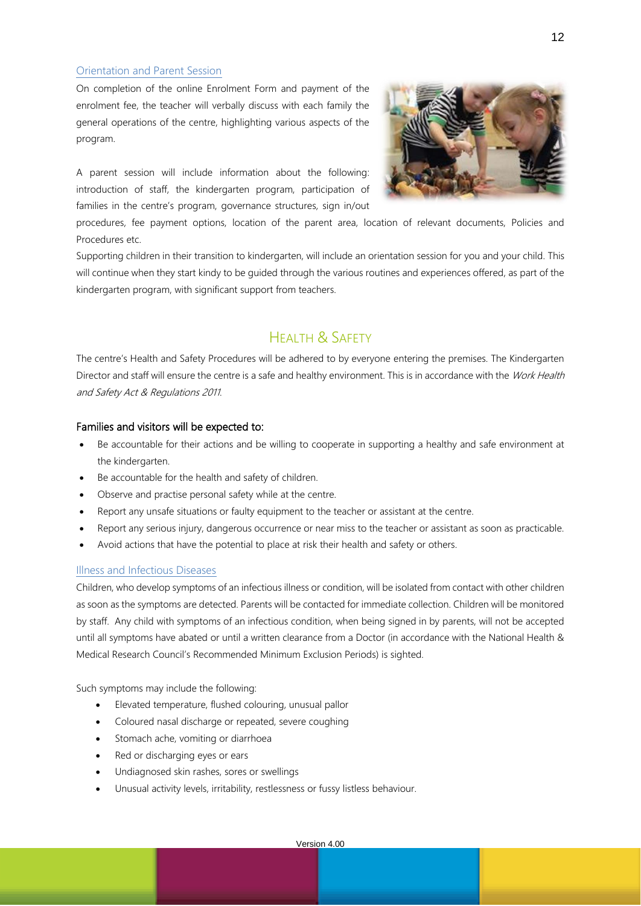### Orientation and Parent Session

On completion of the online Enrolment Form and payment of the enrolment fee, the teacher will verbally discuss with each family the general operations of the centre, highlighting various aspects of the program.

A parent session will include information about the following: introduction of staff, the kindergarten program, participation of families in the centre's program, governance structures, sign in/out procedures, fee payment options, location of the parent area, location of relevant documents, Policies and Procedures etc.

Supporting children in their transition to kindergarten, will include an orientation session for you and your child. This will continue when they start kindy to be guided through the various routines and experiences offered, as part of the kindergarten program, with significant support from teachers.

## Health & Safety

The centre's Health and Safety Procedures will be adhered to by everyone entering the premises. The Kindergarten Director and staff will ensure the centre is a safe and healthy environment. This is in accordance with the *Work Health and Safety Act & Regulations 2011*.

**Families and visitors will be expected to:**

- Be accountable for their actions and be willing to cooperate in supporting a healthy and safe environment at the kindergarten.
- Be accountable for the health and safety of children.
- Observe and practise personal safety while at the centre.
- Report any unsafe situations or faulty equipment to the teacher or assistant at the centre.
- Report any serious injury, dangerous occurrence or near miss to the teacher or assistant as soon as practicable.
- Avoid actions that have the potential to place at risk their health and safety or others.

### Illness and Infectious Diseases

Children, who develop symptoms of an infectious illness or condition, will be isolated from contact with other children as soon as the symptoms are detected. Parents will be contacted for immediate collection. Children will be monitored by staff. Any child with symptoms of an infectious condition, when being signed in by parents, will not be accepted until all symptoms have abated or until a written clearance from a Doctor (in accordance with the National Health & Medical Research Council's Recommended Minimum Exclusion Periods) is sighted.

Such symptoms may include the following:

- Elevated temperature, flushed colouring, unusual pallor
- Coloured nasal discharge or repeated, severe coughing
- Stomach ache, vomiting or diarrhoea
- Red or discharging eyes or ears
- Undiagnosed skin rashes, sores or swellings
- Unusual activity levels, irritability, restlessness or fussy listless behaviour.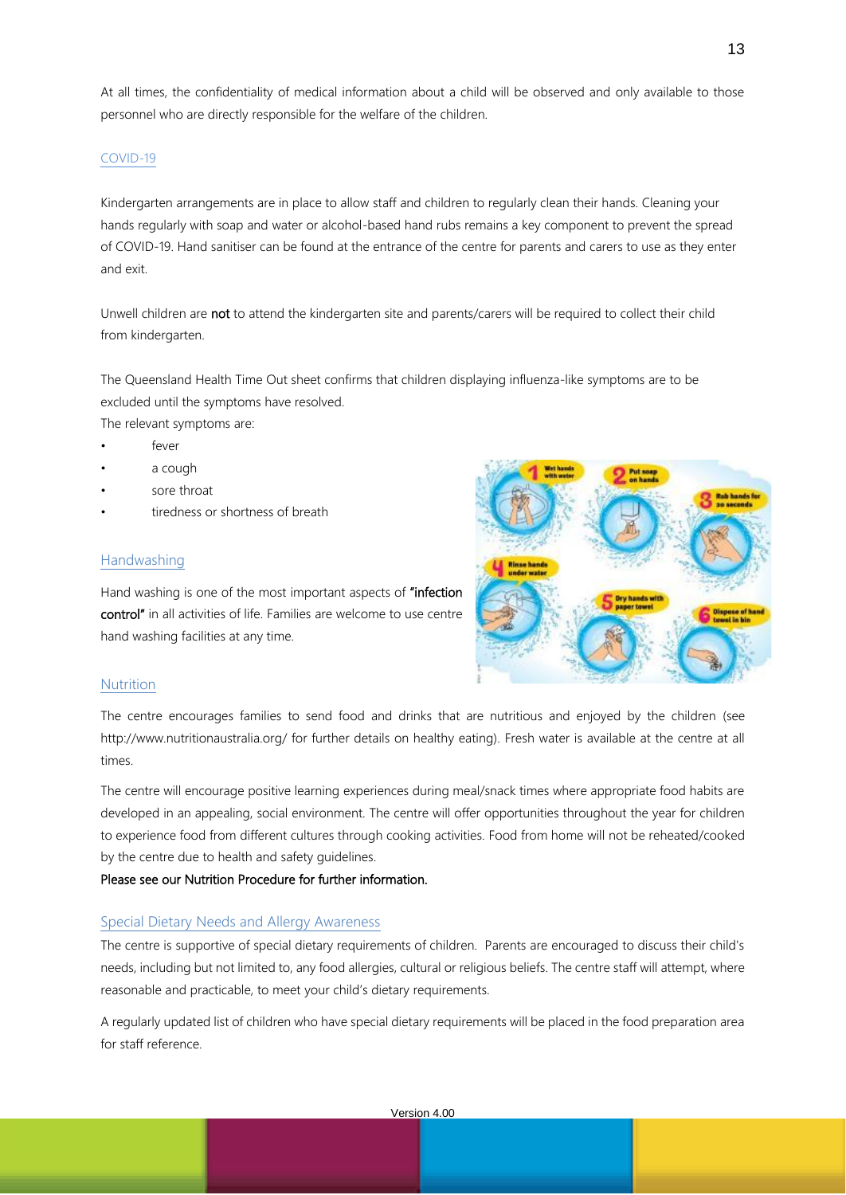At all times, the confidentiality of medical information about a child will be observed and only available to those personnel who are directly responsible for the welfare of the children.

## COVID-19

Kindergarten arrangements are in place to allow staff and children to regularly clean their hands. Cleaning your hands regularly with soap and water or alcohol-based hand rubs remains a key component to prevent the spread of COVID-19. Hand sanitiser can be found at the entrance of the centre for parents and carers to use as they enter and exit.

Unwell children are **not** to attend the kindergarten site and parents/carers will be required to collect their child from kindergarten.

The Queensland Health Time Out sheet confirms that children displaying influenza-like symptoms are to be excluded until the symptoms have resolved.
The relevant symptoms are:

- fever
- a cough
- sore throat
- tiredness or shortness of breath

## Handwashing

Hand washing is one of the most important aspects of **"infection control"** in all activities of life. Families are welcome to use centre hand washing facilities at any time.

## Nutrition

The centre encourages families to send food and drinks that are nutritious and enjoyed by the children (see http://www.nutritionaustralia.org/ for further details on healthy eating). Fresh water is available at the centre at all times.

The centre will encourage positive learning experiences during meal/snack times where appropriate food habits are developed in an appealing, social environment. The centre will offer opportunities throughout the year for children to experience food from different cultures through cooking activities. Food from home will not be reheated/cooked by the centre due to health and safety guidelines.

**Please see our Nutrition Procedure for further information.**

## Special Dietary Needs and Allergy Awareness

The centre is supportive of special dietary requirements of children. Parents are encouraged to discuss their child's needs, including but not limited to, any food allergies, cultural or religious beliefs. The centre staff will attempt, where reasonable and practicable, to meet your child's dietary requirements.

A regularly updated list of children who have special dietary requirements will be placed in the food preparation area for staff reference.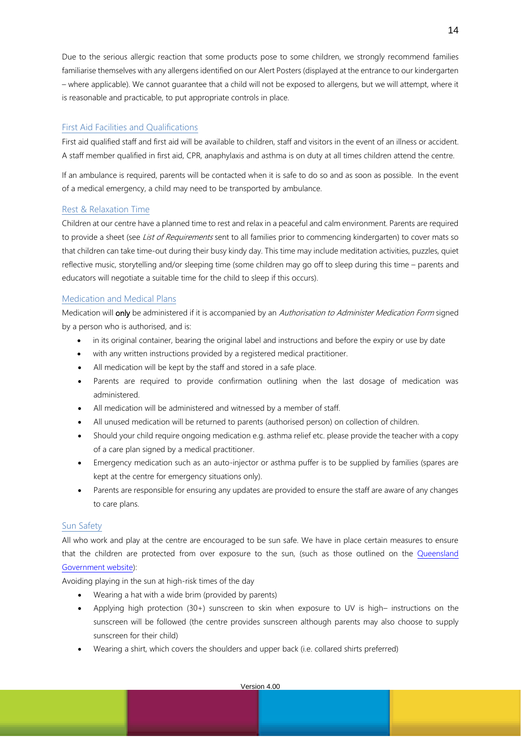Due to the serious allergic reaction that some products pose to some children, we strongly recommend families familiarise themselves with any allergens identified on our Alert Posters (displayed at the entrance to our kindergarten – where applicable). We cannot guarantee that a child will not be exposed to allergens, but we will attempt, where it is reasonable and practicable, to put appropriate controls in place.

## First Aid Facilities and Qualifications

First aid qualified staff and first aid will be available to children, staff and visitors in the event of an illness or accident. A staff member qualified in first aid, CPR, anaphylaxis and asthma is on duty at all times children attend the centre.

If an ambulance is required, parents will be contacted when it is safe to do so and as soon as possible. In the event of a medical emergency, a child may need to be transported by ambulance.

## Rest & Relaxation Time

Children at our centre have a planned time to rest and relax in a peaceful and calm environment. Parents are required to provide a sheet (see *List of Requirements* sent to all families prior to commencing kindergarten) to cover mats so that children can take time-out during their busy kindy day. This time may include meditation activities, puzzles, quiet reflective music, storytelling and/or sleeping time (some children may go off to sleep during this time – parents and educators will negotiate a suitable time for the child to sleep if this occurs).

## Medication and Medical Plans

Medication will **only** be administered if it is accompanied by an *Authorisation to Administer Medication Form* signed by a person who is authorised, and is:

- in its original container, bearing the original label and instructions and before the expiry or use by date
- with any written instructions provided by a registered medical practitioner.
- All medication will be kept by the staff and stored in a safe place.
- Parents are required to provide confirmation outlining when the last dosage of medication was administered.
- All medication will be administered and witnessed by a member of staff.
- All unused medication will be returned to parents (authorised person) on collection of children.
- Should your child require ongoing medication e.g. asthma relief etc. please provide the teacher with a copy of a care plan signed by a medical practitioner.
- Emergency medication such as an auto-injector or asthma puffer is to be supplied by families (spares are kept at the centre for emergency situations only).
- Parents are responsible for ensuring any updates are provided to ensure the staff are aware of any changes to care plans.

## Sun Safety

All who work and play at the centre are encouraged to be sun safe. We have in place certain measures to ensure that the children are protected from over exposure to the sun, (such as those outlined on the Queensland Government website):

Avoiding playing in the sun at high-risk times of the day

- Wearing a hat with a wide brim (provided by parents)
- Applying high protection (30+) sunscreen to skin when exposure to UV is high– instructions on the sunscreen will be followed (the centre provides sunscreen although parents may also choose to supply sunscreen for their child)
- Wearing a shirt, which covers the shoulders and upper back (i.e. collared shirts preferred)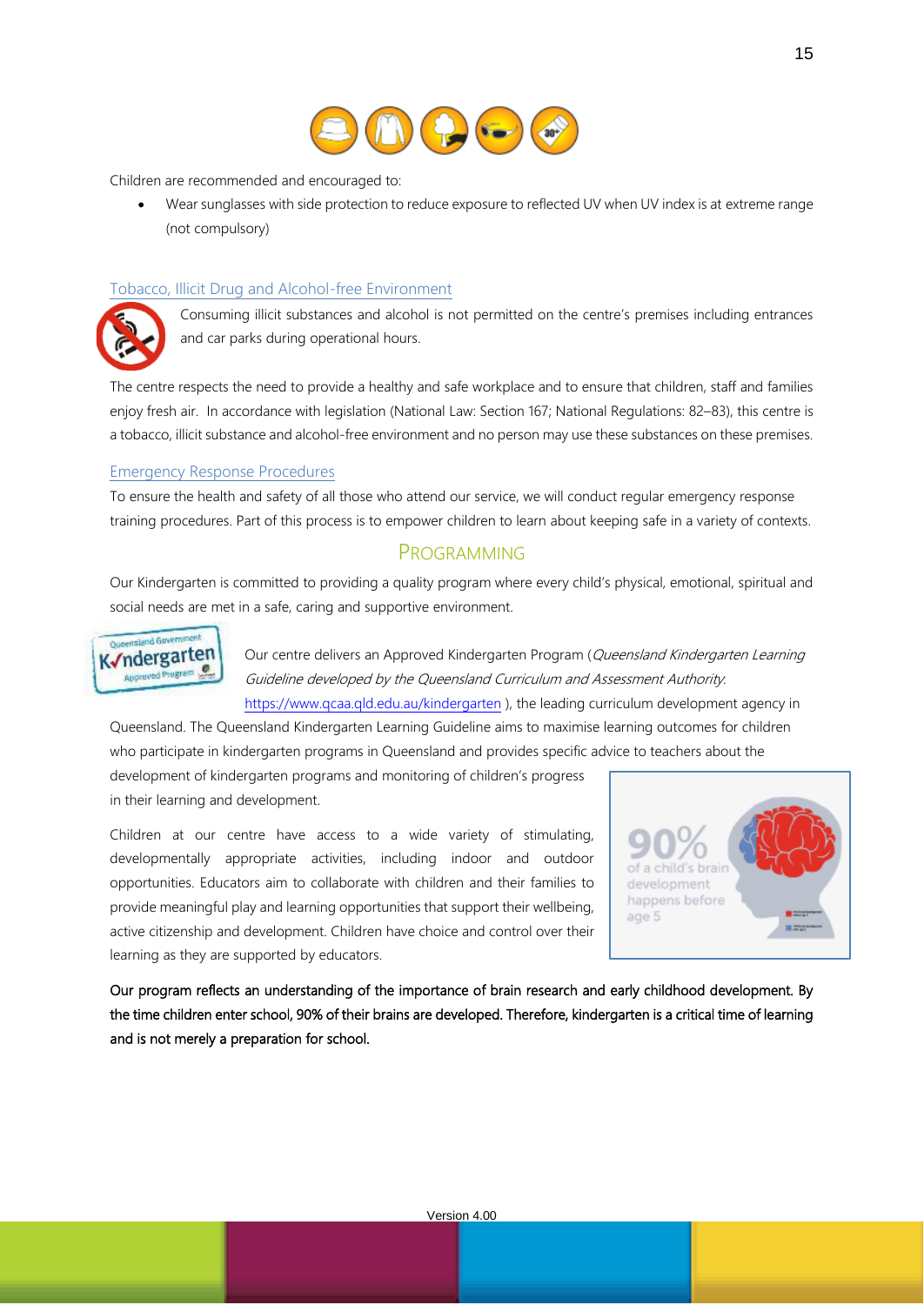Children are recommended and encouraged to:

- Wear sunglasses with side protection to reduce exposure to reflected UV when UV index is at extreme range (not compulsory)

### Tobacco, Illicit Drug and Alcohol-free Environment

Consuming illicit substances and alcohol is not permitted on the centre's premises including entrances and car parks during operational hours.

The centre respects the need to provide a healthy and safe workplace and to ensure that children, staff and families enjoy fresh air. In accordance with legislation (National Law: Section 167; National Regulations: 82–83), this centre is a tobacco, illicit substance and alcohol-free environment and no person may use these substances on these premises.

### Emergency Response Procedures

To ensure the health and safety of all those who attend our service, we will conduct regular emergency response training procedures. Part of this process is to empower children to learn about keeping safe in a variety of contexts.

## Programming

Our Kindergarten is committed to providing a quality program where every child's physical, emotional, spiritual and social needs are met in a safe, caring and supportive environment.

Our centre delivers an Approved Kindergarten Program (*Queensland Kindergarten Learning Guideline developed by the Queensland Curriculum and Assessment Authority.* https://www.qcaa.qld.edu.au/kindergarten ), the leading curriculum development agency in Queensland. The Queensland Kindergarten Learning Guideline aims to maximise learning outcomes for children who participate in kindergarten programs in Queensland and provides specific advice to teachers about the development of kindergarten programs and monitoring of children's progress in their learning and development.

Children at our centre have access to a wide variety of stimulating, developmentally appropriate activities, including indoor and outdoor opportunities. Educators aim to collaborate with children and their families to provide meaningful play and learning opportunities that support their wellbeing, active citizenship and development. Children have choice and control over their learning as they are supported by educators.

90% of a child's brain development happens before age 5

Our program reflects an understanding of the importance of brain research and early childhood development. By the time children enter school, 90% of their brains are developed. Therefore, kindergarten is a critical time of learning and is not merely a preparation for school.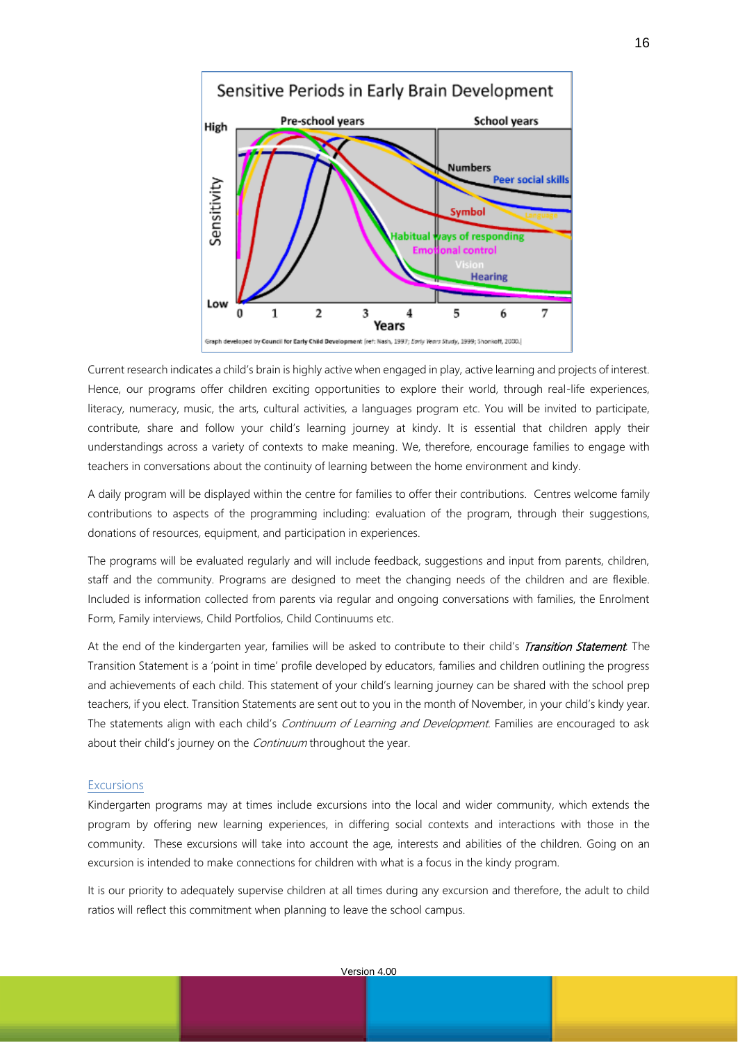Current research indicates a child's brain is highly active when engaged in play, active learning and projects of interest. Hence, our programs offer children exciting opportunities to explore their world, through real-life experiences, literacy, numeracy, music, the arts, cultural activities, a languages program etc. You will be invited to participate, contribute, share and follow your child's learning journey at kindy. It is essential that children apply their understandings across a variety of contexts to make meaning. We, therefore, encourage families to engage with teachers in conversations about the continuity of learning between the home environment and kindy.

A daily program will be displayed within the centre for families to offer their contributions. Centres welcome family contributions to aspects of the programming including: evaluation of the program, through their suggestions, donations of resources, equipment, and participation in experiences.

The programs will be evaluated regularly and will include feedback, suggestions and input from parents, children, staff and the community. Programs are designed to meet the changing needs of the children and are flexible. Included is information collected from parents via regular and ongoing conversations with families, the Enrolment Form, Family interviews, Child Portfolios, Child Continuums etc.

At the end of the kindergarten year, families will be asked to contribute to their child's ***Transition Statement***. The Transition Statement is a 'point in time' profile developed by educators, families and children outlining the progress and achievements of each child. This statement of your child's learning journey can be shared with the school prep teachers, if you elect. Transition Statements are sent out to you in the month of November, in your child's kindy year. The statements align with each child's *Continuum of Learning and Development*. Families are encouraged to ask about their child's journey on the *Continuum* throughout the year.

## Excursions

Kindergarten programs may at times include excursions into the local and wider community, which extends the program by offering new learning experiences, in differing social contexts and interactions with those in the community. These excursions will take into account the age, interests and abilities of the children. Going on an excursion is intended to make connections for children with what is a focus in the kindy program.

It is our priority to adequately supervise children at all times during any excursion and therefore, the adult to child ratios will reflect this commitment when planning to leave the school campus.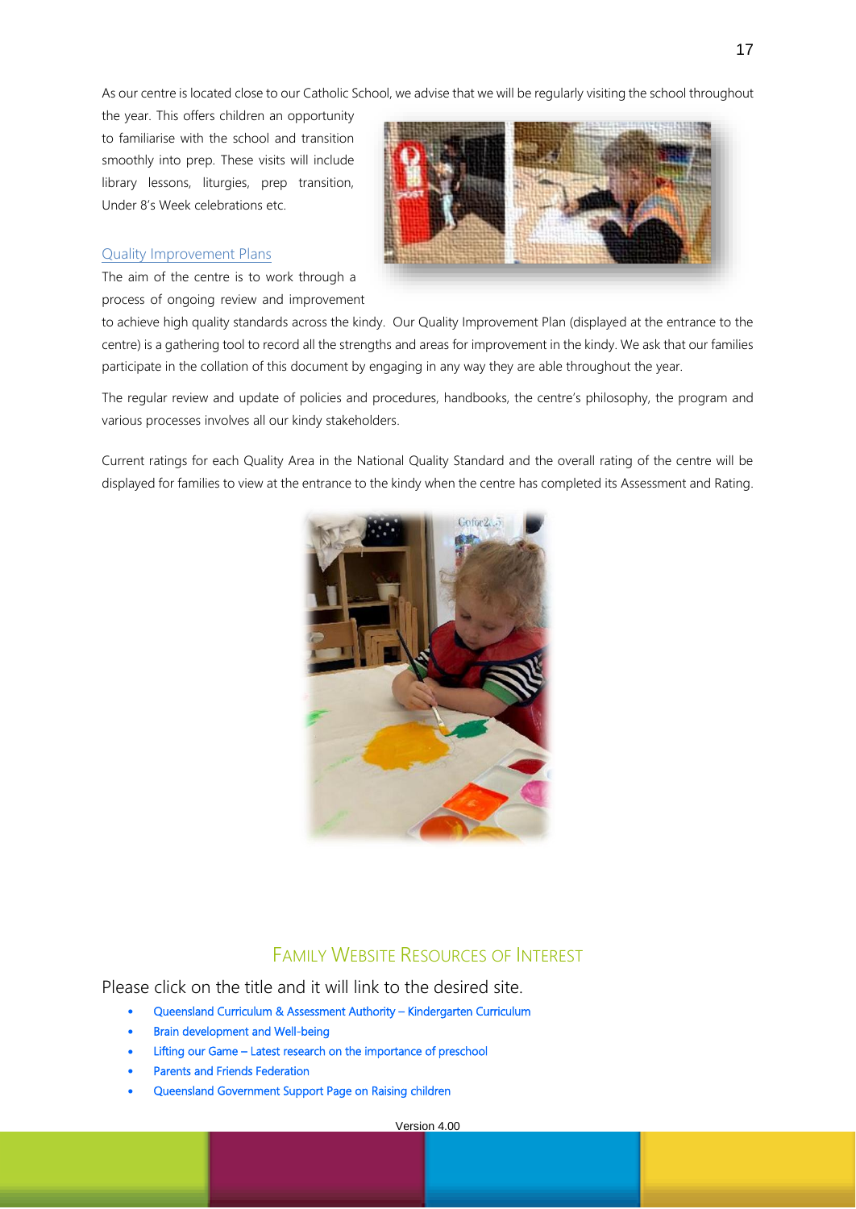As our centre is located close to our Catholic School, we advise that we will be regularly visiting the school throughout the year. This offers children an opportunity to familiarise with the school and transition smoothly into prep. These visits will include library lessons, liturgies, prep transition, Under 8's Week celebrations etc.

## Quality Improvement Plans

The aim of the centre is to work through a process of ongoing review and improvement to achieve high quality standards across the kindy. Our Quality Improvement Plan (displayed at the entrance to the centre) is a gathering tool to record all the strengths and areas for improvement in the kindy. We ask that our families participate in the collation of this document by engaging in any way they are able throughout the year.

The regular review and update of policies and procedures, handbooks, the centre's philosophy, the program and various processes involves all our kindy stakeholders.

Current ratings for each Quality Area in the National Quality Standard and the overall rating of the centre will be displayed for families to view at the entrance to the kindy when the centre has completed its Assessment and Rating.

## Family Website Resources of Interest

Please click on the title and it will link to the desired site.

- Queensland Curriculum & Assessment Authority – Kindergarten Curriculum
- Brain development and Well-being
- Lifting our Game – Latest research on the importance of preschool
- Parents and Friends Federation
- Queensland Government Support Page on Raising children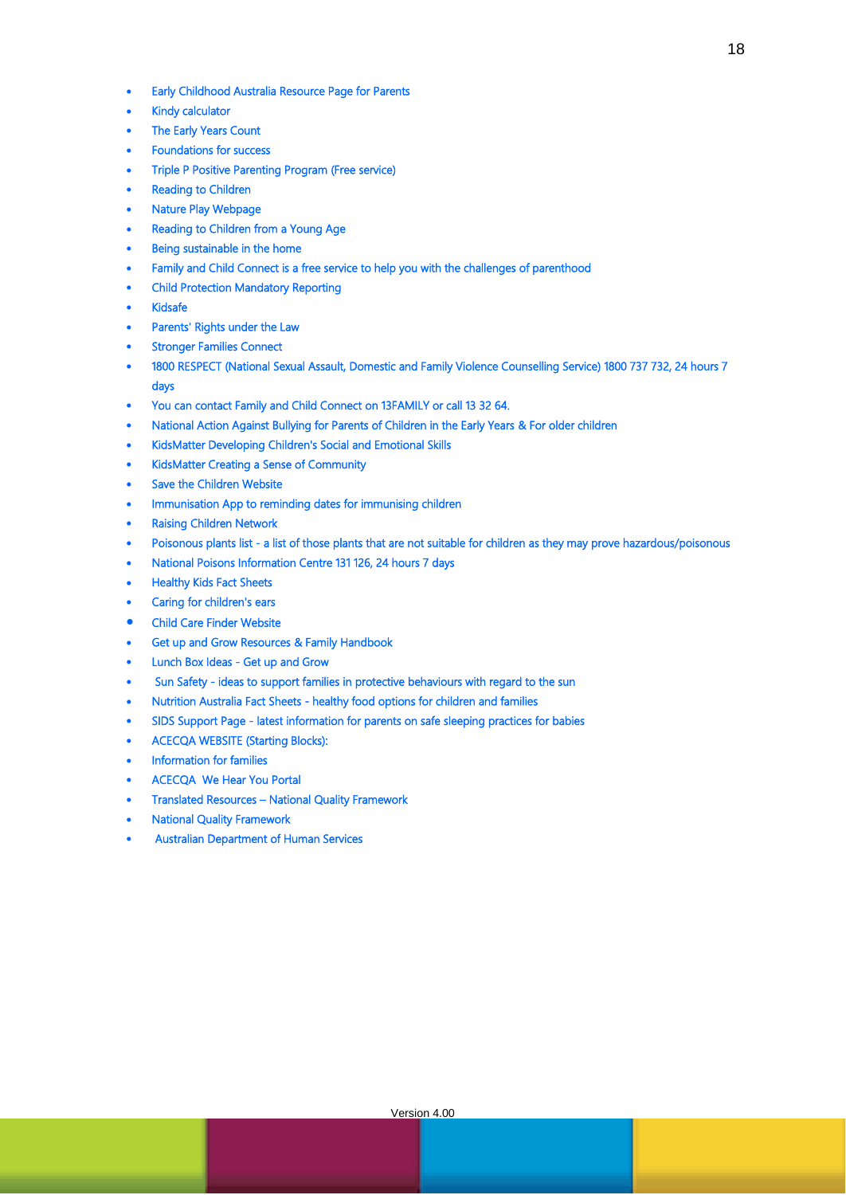- Early Childhood Australia Resource Page for Parents
- Kindy calculator
- The Early Years Count
- Foundations for success
- Triple P Positive Parenting Program (Free service)
- Reading to Children
- Nature Play Webpage
- Reading to Children from a Young Age
- Being sustainable in the home
- Family and Child Connect is a free service to help you with the challenges of parenthood
- Child Protection Mandatory Reporting
- Kidsafe
- Parents' Rights under the Law
- Stronger Families Connect
- 1800 RESPECT (National Sexual Assault, Domestic and Family Violence Counselling Service) 1800 737 732, 24 hours 7 days
- You can contact Family and Child Connect on 13FAMILY or call 13 32 64.
- National Action Against Bullying for Parents of Children in the Early Years & For older children
- KidsMatter Developing Children's Social and Emotional Skills
- KidsMatter Creating a Sense of Community
- Save the Children Website
- Immunisation App to reminding dates for immunising children
- Raising Children Network
- Poisonous plants list - a list of those plants that are not suitable for children as they may prove hazardous/poisonous
- National Poisons Information Centre 131 126, 24 hours 7 days
- Healthy Kids Fact Sheets
- Caring for children's ears
- Child Care Finder Website
- Get up and Grow Resources & Family Handbook
- Lunch Box Ideas - Get up and Grow
- Sun Safety - ideas to support families in protective behaviours with regard to the sun
- Nutrition Australia Fact Sheets - healthy food options for children and families
- SIDS Support Page - latest information for parents on safe sleeping practices for babies
- ACECQA WEBSITE (Starting Blocks):
- Information for families
- ACECQA We Hear You Portal
- Translated Resources – National Quality Framework
- National Quality Framework
- Australian Department of Human Services